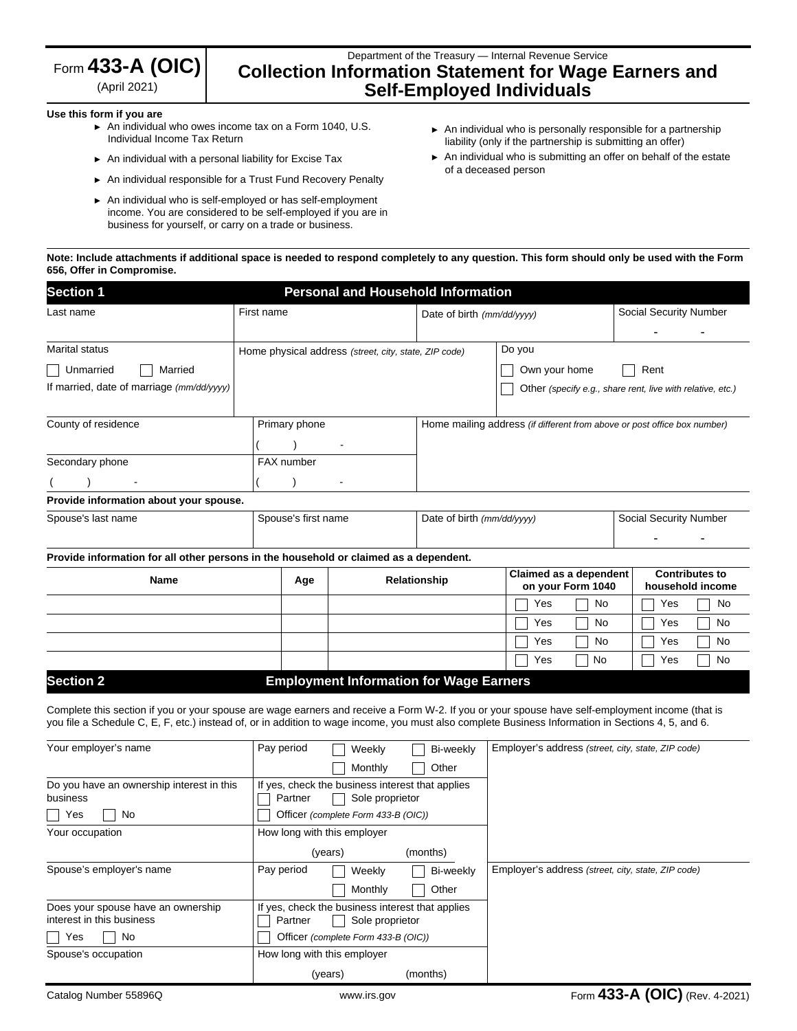Form **433-A (OIC)**
(April 2021)

Department of the Treasury — Internal Revenue Service

# Collection Information Statement for Wage Earners and Self-Employed Individuals

**Use this form if you are**

- ► An individual who owes income tax on a Form 1040, U.S. Individual Income Tax Return
- ► An individual with a personal liability for Excise Tax
- ► An individual responsible for a Trust Fund Recovery Penalty
- ► An individual who is self-employed or has self-employment income. You are considered to be self-employed if you are in business for yourself, or carry on a trade or business.
- ► An individual who is personally responsible for a partnership liability (only if the partnership is submitting an offer)
- ► An individual who is submitting an offer on behalf of the estate of a deceased person

**Note: Include attachments if additional space is needed to respond completely to any question. This form should only be used with the Form 656, Offer in Compromise.**

## Section 1 — Personal and Household Information

| Last name | First name | Date of birth *(mm/dd/yyyy)* | Social Security Number |
|---|---|---|---|
| | | | - - |

| Marital status | Home physical address *(street, city, state, ZIP code)* | Do you |
|---|---|---|
| ☐ Unmarried ☐ Married | | ☐ Own your home ☐ Rent |
| If married, date of marriage *(mm/dd/yyyy)* | | ☐ Other *(specify e.g., share rent, live with relative, etc.)* |

| County of residence | Primary phone | Home mailing address *(if different from above or post office box number)* |
|---|---|---|
| | ( ) - | |
| Secondary phone | FAX number | |
| ( ) - | ( ) - | |

**Provide information about your spouse.**

| Spouse's last name | Spouse's first name | Date of birth *(mm/dd/yyyy)* | Social Security Number |
|---|---|---|---|
| | | | - - |

**Provide information for all other persons in the household or claimed as a dependent.**

| Name | Age | Relationship | Claimed as a dependent on your Form 1040 | Contributes to household income |
|---|---|---|---|---|
| | | | ☐ Yes ☐ No | ☐ Yes ☐ No |
| | | | ☐ Yes ☐ No | ☐ Yes ☐ No |
| | | | ☐ Yes ☐ No | ☐ Yes ☐ No |
| | | | ☐ Yes ☐ No | ☐ Yes ☐ No |

## Section 2 — Employment Information for Wage Earners

Complete this section if you or your spouse are wage earners and receive a Form W-2. If you or your spouse have self-employment income (that is you file a Schedule C, E, F, etc.) instead of, or in addition to wage income, you must also complete Business Information in Sections 4, 5, and 6.

| Your employer's name | Pay period ☐ Weekly ☐ Bi-weekly ☐ Monthly ☐ Other | Employer's address *(street, city, state, ZIP code)* |
|---|---|---|
| Do you have an ownership interest in this business ☐ Yes ☐ No | If yes, check the business interest that applies ☐ Partner ☐ Sole proprietor ☐ Officer *(complete Form 433-B (OIC))* | |
| Your occupation | How long with this employer (years) (months) | |

| Spouse's employer's name | Pay period ☐ Weekly ☐ Bi-weekly ☐ Monthly ☐ Other | Employer's address *(street, city, state, ZIP code)* |
|---|---|---|
| Does your spouse have an ownership interest in this business ☐ Yes ☐ No | If yes, check the business interest that applies ☐ Partner ☐ Sole proprietor ☐ Officer *(complete Form 433-B (OIC))* | |
| Spouse's occupation | How long with this employer (years) (months) | |

Catalog Number 55896Q www.irs.gov Form **433-A (OIC)** (Rev. 4-2021)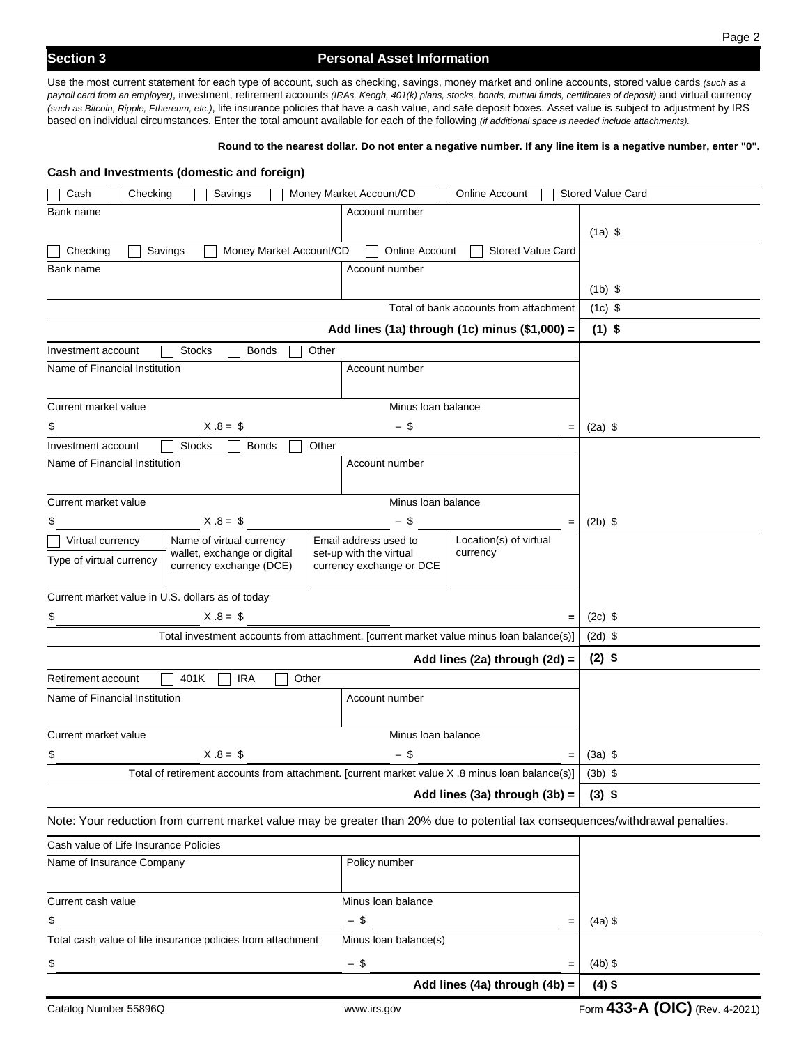## Section 3 Personal Asset Information

Use the most current statement for each type of account, such as checking, savings, money market and online accounts, stored value cards *(such as a payroll card from an employer)*, investment, retirement accounts *(IRAs, Keogh, 401(k) plans, stocks, bonds, mutual funds, certificates of deposit)* and virtual currency *(such as Bitcoin, Ripple, Ethereum, etc.)*, life insurance policies that have a cash value, and safe deposit boxes. Asset value is subject to adjustment by IRS based on individual circumstances. Enter the total amount available for each of the following *(if additional space is needed include attachments).*

**Round to the nearest dollar. Do not enter a negative number. If any line item is a negative number, enter "0".**

### Cash and Investments (domestic and foreign)

| | | |
|---|---|---|
| ☐ Cash ☐ Checking ☐ Savings ☐ Money Market Account/CD ☐ Online Account ☐ Stored Value Card | | |
| Bank name | Account number | (1a) $ |
| ☐ Checking ☐ Savings ☐ Money Market Account/CD ☐ Online Account ☐ Stored Value Card | | |
| Bank name | Account number | (1b) $ |
| | Total of bank accounts from attachment | (1c) $ |
| | **Add lines (1a) through (1c) minus ($1,000) =** | **(1) $** |
| Investment account ☐ Stocks ☐ Bonds ☐ Other | | |
| Name of Financial Institution | Account number | |
| Current market value $ ________ X .8 = $ ________ | Minus loan balance – $ ________ = | (2a) $ |
| Investment account ☐ Stocks ☐ Bonds ☐ Other | | |
| Name of Financial Institution | Account number | |
| Current market value $ ________ X .8 = $ ________ | Minus loan balance – $ ________ = | (2b) $ |
| ☐ Virtual currency / Type of virtual currency / Name of virtual currency wallet, exchange or digital currency exchange (DCE) | Email address used to set-up with the virtual currency exchange or DCE / Location(s) of virtual currency | |
| Current market value in U.S. dollars as of today $ ________ X .8 = $ ________ | = | (2c) $ |
| | Total investment accounts from attachment. [current market value minus loan balance(s)] | (2d) $ |
| | **Add lines (2a) through (2d) =** | **(2) $** |
| Retirement account ☐ 401K ☐ IRA ☐ Other | | |
| Name of Financial Institution | Account number | |
| Current market value $ ________ X .8 = $ ________ | Minus loan balance – $ ________ = | (3a) $ |
| | Total of retirement accounts from attachment. [current market value X .8 minus loan balance(s)] | (3b) $ |
| | **Add lines (3a) through (3b) =** | **(3) $** |

Note: Your reduction from current market value may be greater than 20% due to potential tax consequences/withdrawal penalties.

| | | |
|---|---|---|
| Cash value of Life Insurance Policies | | |
| Name of Insurance Company | Policy number | |
| Current cash value $ ________ | Minus loan balance – $ ________ = | (4a) $ |
| Total cash value of life insurance policies from attachment $ ________ | Minus loan balance(s) – $ ________ = | (4b) $ |
| | **Add lines (4a) through (4b) =** | **(4) $** |

Catalog Number 55896Q www.irs.gov Form **433-A (OIC)** (Rev. 4-2021)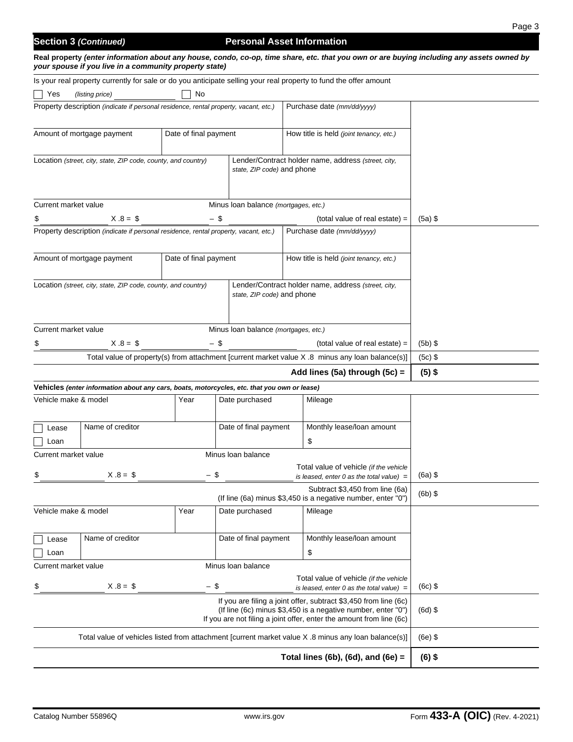## Section 3 *(Continued)* — Personal Asset Information

**Real property** ***(enter information about any house, condo, co-op, time share, etc. that you own or are buying including any assets owned by your spouse if you live in a community property state)***

Is your real property currently for sale or do you anticipate selling your real property to fund the offer amount

☐ Yes *(listing price)* ______________ ☐ No

| Property description *(indicate if personal residence, rental property, vacant, etc.)* | | Purchase date *(mm/dd/yyyy)* | |
|---|---|---|---|
| Amount of mortgage payment | Date of final payment | How title is held *(joint tenancy, etc.)* | |
| Location *(street, city, state, ZIP code, county, and country)* | | Lender/Contract holder name, address *(street, city, state, ZIP code)* and phone | |
| Current market value | Minus loan balance *(mortgages, etc.)* | | |
| $ ______ X .8 = $ ______ | – $ ______ | (total value of real estate) = | (5a) $ |
| Property description *(indicate if personal residence, rental property, vacant, etc.)* | | Purchase date *(mm/dd/yyyy)* | |
| Amount of mortgage payment | Date of final payment | How title is held *(joint tenancy, etc.)* | |
| Location *(street, city, state, ZIP code, county, and country)* | | Lender/Contract holder name, address *(street, city, state, ZIP code)* and phone | |
| Current market value | Minus loan balance *(mortgages, etc.)* | | |
| $ ______ X .8 = $ ______ | – $ ______ | (total value of real estate) = | (5b) $ |
| Total value of property(s) from attachment [current market value X .8 minus any loan balance(s)] | | | (5c) $ |
| **Add lines (5a) through (5c) =** | | | **(5) $** |

**Vehicles** ***(enter information about any cars, boats, motorcycles, etc. that you own or lease)***

| Vehicle make & model | Year | Date purchased | Mileage | |
|---|---|---|---|---|
| ☐ Lease ☐ Loan — Name of creditor | | Date of final payment | Monthly lease/loan amount $ | |
| Current market value | | Minus loan balance | | |
| $ ______ X .8 = $ ______ | | – $ ______ | Total value of vehicle *(if the vehicle is leased, enter 0 as the total value)* = | (6a) $ |
| Subtract $3,450 from line (6a) (If line (6a) minus $3,450 is a negative number, enter "0") | | | | (6b) $ |
| Vehicle make & model | Year | Date purchased | Mileage | |
| ☐ Lease ☐ Loan — Name of creditor | | Date of final payment | Monthly lease/loan amount $ | |
| Current market value | | Minus loan balance | | |
| $ ______ X .8 = $ ______ | | – $ ______ | Total value of vehicle *(if the vehicle is leased, enter 0 as the total value)* = | (6c) $ |
| If you are filing a joint offer, subtract $3,450 from line (6c) (If line (6c) minus $3,450 is a negative number, enter "0") If you are not filing a joint offer, enter the amount from line (6c) | | | | (6d) $ |
| Total value of vehicles listed from attachment [current market value X .8 minus any loan balance(s)] | | | | (6e) $ |
| **Total lines (6b), (6d), and (6e) =** | | | | **(6) $** |

Catalog Number 55896Q www.irs.gov Form **433-A (OIC)** (Rev. 4-2021)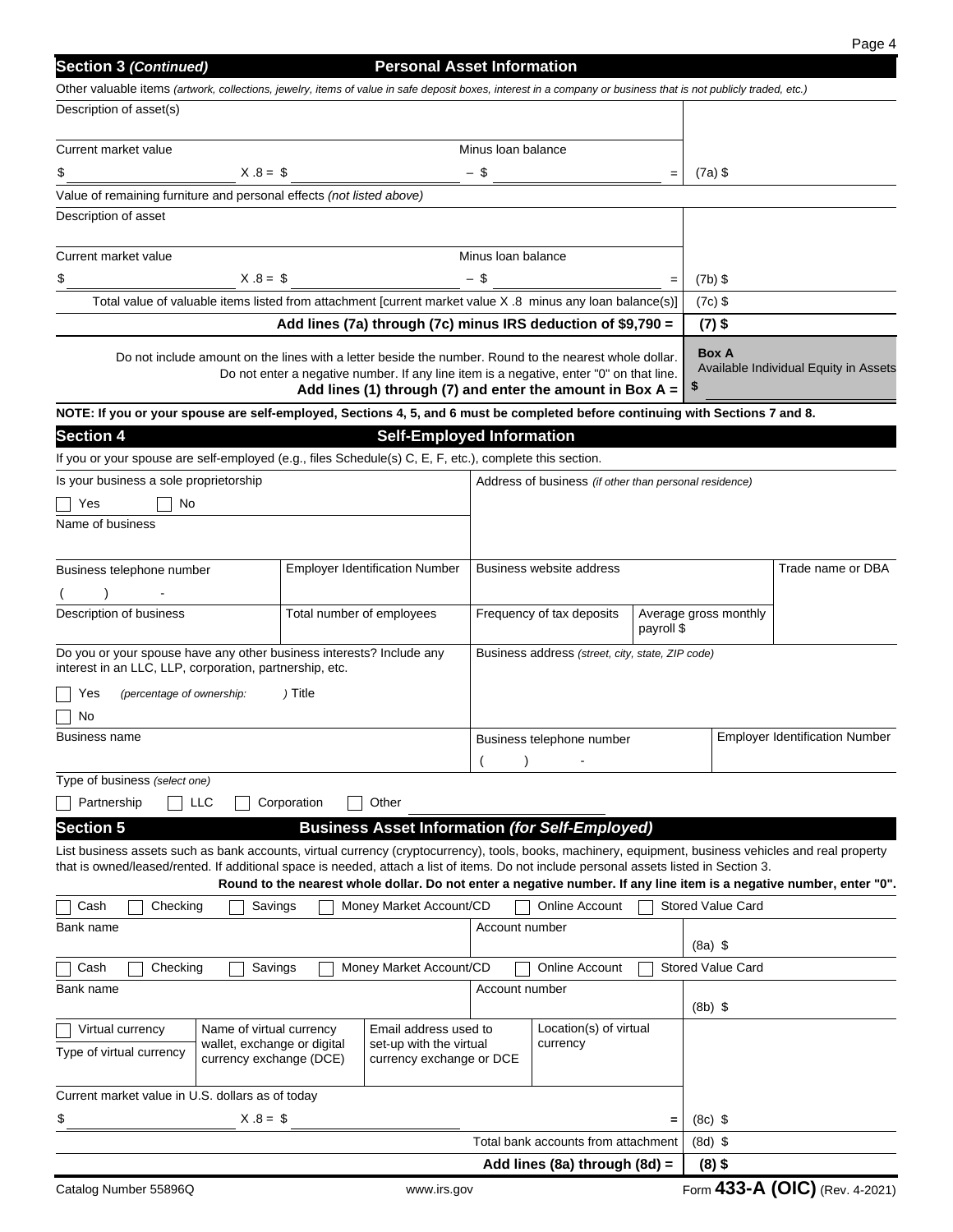## Section 3 *(Continued)* Personal Asset Information

Other valuable items *(artwork, collections, jewelry, items of value in safe deposit boxes, interest in a company or business that is not publicly traded, etc.)*

| Description of asset(s) | | | |
|---|---|---|---|
| Current market value | | Minus loan balance | |
| $ | X .8 = $ | – $ | = (7a) $ |

Value of remaining furniture and personal effects *(not listed above)*

| Description of asset | | | |
|---|---|---|---|
| Current market value | | Minus loan balance | |
| $ | X .8 = $ | – $ | = (7b) $ |

Total value of valuable items listed from attachment [current market value X .8 minus any loan balance(s)] (7c) $

**Add lines (7a) through (7c) minus IRS deduction of $9,790 = (7) $**

Do not include amount on the lines with a letter beside the number. Round to the nearest whole dollar. Do not enter a negative number. If any line item is a negative, enter "0" on that line.
**Add lines (1) through (7) and enter the amount in Box A =**

**Box A**
Available Individual Equity in Assets
**$**

**NOTE: If you or your spouse are self-employed, Sections 4, 5, and 6 must be completed before continuing with Sections 7 and 8.**

## Section 4 Self-Employed Information

If you or your spouse are self-employed (e.g., files Schedule(s) C, E, F, etc.), complete this section.

| Is your business a sole proprietorship ☐ Yes ☐ No | | Address of business *(if other than personal residence)* | | |
|---|---|---|---|---|
| Name of business | | | | |
| Business telephone number ( ) - | Employer Identification Number | Business website address | | Trade name or DBA |
| Description of business | Total number of employees | Frequency of tax deposits | Average gross monthly payroll $ | |

| Do you or your spouse have any other business interests? Include any interest in an LLC, LLP, corporation, partnership, etc. ☐ Yes *(percentage of ownership:* ) Title ☐ No | Business address *(street, city, state, ZIP code)* | |
|---|---|---|
| Business name | Business telephone number ( ) - | Employer Identification Number |

Type of business *(select one)*
☐ Partnership ☐ LLC ☐ Corporation ☐ Other ____________

## Section 5 Business Asset Information *(for Self-Employed)*

List business assets such as bank accounts, virtual currency (cryptocurrency), tools, books, machinery, equipment, business vehicles and real property that is owned/leased/rented. If additional space is needed, attach a list of items. Do not include personal assets listed in Section 3.
**Round to the nearest whole dollar. Do not enter a negative number. If any line item is a negative number, enter "0".**

☐ Cash ☐ Checking ☐ Savings ☐ Money Market Account/CD ☐ Online Account ☐ Stored Value Card

| Bank name | Account number | (8a) $ |
|---|---|---|

☐ Cash ☐ Checking ☐ Savings ☐ Money Market Account/CD ☐ Online Account ☐ Stored Value Card

| Bank name | Account number | (8b) $ |
|---|---|---|

| ☐ Virtual currency<br>Type of virtual currency | Name of virtual currency wallet, exchange or digital currency exchange (DCE) | Email address used to set-up with the virtual currency exchange or DCE | Location(s) of virtual currency |
|---|---|---|---|

Current market value in U.S. dollars as of today
$ ____________ X .8 = $ ____________ = (8c) $

Total bank accounts from attachment (8d) $

**Add lines (8a) through (8d) = (8) $**

Catalog Number 55896Q www.irs.gov Form **433-A (OIC)** (Rev. 4-2021)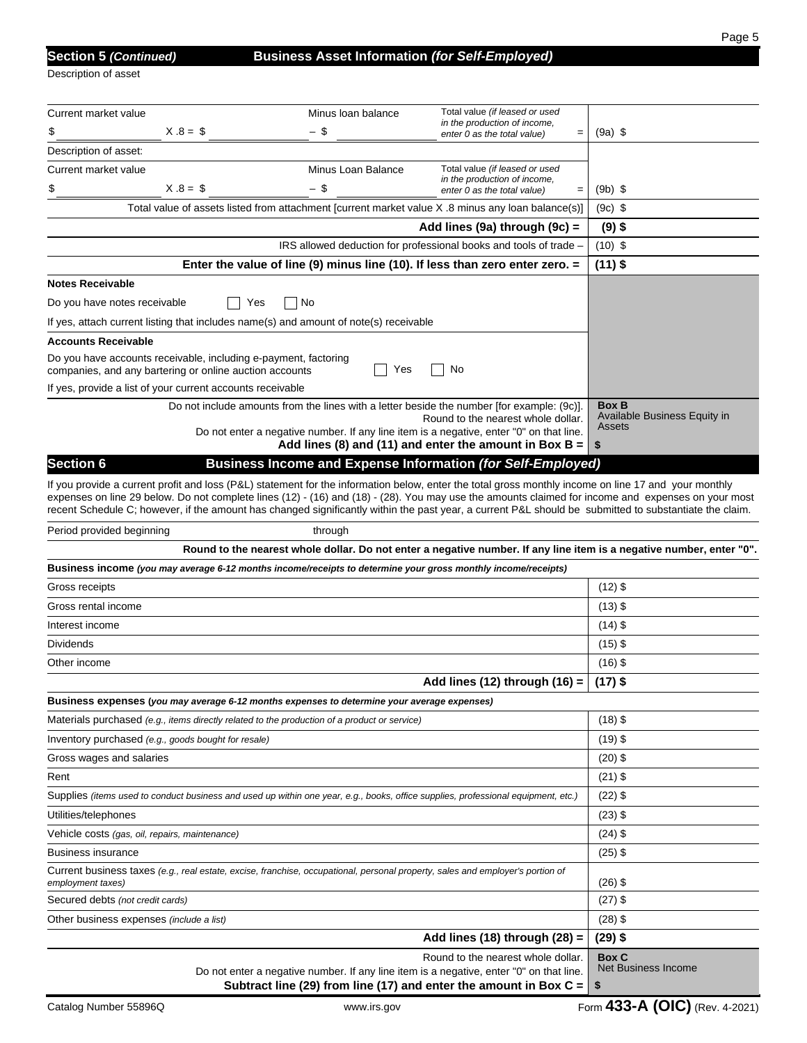## Section 5 *(Continued)* Business Asset Information *(for Self-Employed)*

Description of asset

| | | | |
|---|---|---|---|
| Current market value<br>$ ______ X .8 = $ ______ | Minus loan balance<br>– $ ______ | Total value *(if leased or used in the production of income, enter 0 as the total value)* = | (9a) $ |
| Description of asset: | | | |
| Current market value<br>$ ______ X .8 = $ ______ | Minus Loan Balance<br>– $ ______ | Total value *(if leased or used in the production of income, enter 0 as the total value)* = | (9b) $ |
| Total value of assets listed from attachment [current market value X .8 minus any loan balance(s)] | | | (9c) $ |
| **Add lines (9a) through (9c) =** | | | **(9) $** |
| IRS allowed deduction for professional books and tools of trade – | | | (10) $ |
| **Enter the value of line (9) minus line (10). If less than zero enter zero. =** | | | **(11) $** |

**Notes Receivable**

Do you have notes receivable ☐ Yes ☐ No

If yes, attach current listing that includes name(s) and amount of note(s) receivable

**Accounts Receivable**

Do you have accounts receivable, including e-payment, factoring companies, and any bartering or online auction accounts ☐ Yes ☐ No

If yes, provide a list of your current accounts receivable

Do not include amounts from the lines with a letter beside the number [for example: (9c)]. Round to the nearest whole dollar. Do not enter a negative number. If any line item is a negative, enter "0" on that line.
**Add lines (8) and (11) and enter the amount in Box B =**

**Box B** Available Business Equity in Assets
**$**

## Section 6 Business Income and Expense Information *(for Self-Employed)*

If you provide a current profit and loss (P&L) statement for the information below, enter the total gross monthly income on line 17 and your monthly expenses on line 29 below. Do not complete lines (12) - (16) and (18) - (28). You may use the amounts claimed for income and expenses on your most recent Schedule C; however, if the amount has changed significantly within the past year, a current P&L should be submitted to substantiate the claim.

Period provided beginning ______ through ______

**Round to the nearest whole dollar. Do not enter a negative number. If any line item is a negative number, enter "0".**

| **Business income** *(you may average 6-12 months income/receipts to determine your gross monthly income/receipts)* | |
|---|---|
| Gross receipts | (12) $ |
| Gross rental income | (13) $ |
| Interest income | (14) $ |
| Dividends | (15) $ |
| Other income | (16) $ |
| **Add lines (12) through (16) =** | **(17) $** |

| **Business expenses** *(you may average 6-12 months expenses to determine your average expenses)* | |
|---|---|
| Materials purchased *(e.g., items directly related to the production of a product or service)* | (18) $ |
| Inventory purchased *(e.g., goods bought for resale)* | (19) $ |
| Gross wages and salaries | (20) $ |
| Rent | (21) $ |
| Supplies *(items used to conduct business and used up within one year, e.g., books, office supplies, professional equipment, etc.)* | (22) $ |
| Utilities/telephones | (23) $ |
| Vehicle costs *(gas, oil, repairs, maintenance)* | (24) $ |
| Business insurance | (25) $ |
| Current business taxes *(e.g., real estate, excise, franchise, occupational, personal property, sales and employer's portion of employment taxes)* | (26) $ |
| Secured debts *(not credit cards)* | (27) $ |
| Other business expenses *(include a list)* | (28) $ |
| **Add lines (18) through (28) =** | **(29) $** |

Round to the nearest whole dollar. Do not enter a negative number. If any line item is a negative, enter "0" on that line.
**Subtract line (29) from line (17) and enter the amount in Box C =**

**Box C** Net Business Income
**$**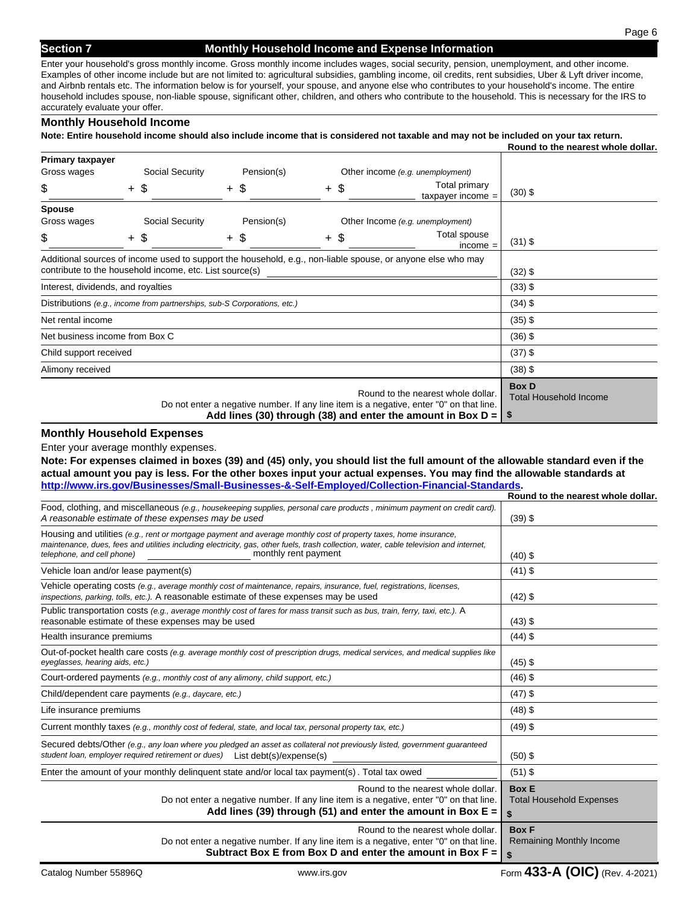## Section 7 Monthly Household Income and Expense Information

Enter your household's gross monthly income. Gross monthly income includes wages, social security, pension, unemployment, and other income. Examples of other income include but are not limited to: agricultural subsidies, gambling income, oil credits, rent subsidies, Uber & Lyft driver income, and Airbnb rentals etc. The information below is for yourself, your spouse, and anyone else who contributes to your household's income. The entire household includes spouse, non-liable spouse, significant other, children, and others who contribute to the household. This is necessary for the IRS to accurately evaluate your offer.

### Monthly Household Income

**Note: Entire household income should also include income that is considered not taxable and may not be included on your tax return.**

**Round to the nearest whole dollar.**

| | |
|---|---|
| **Primary taxpayer**<br>Gross wages $ ______ + Social Security $ ______ + Pension(s) $ ______ + Other income *(e.g. unemployment)* $ ______ Total primary taxpayer income = | (30) $ |
| **Spouse**<br>Gross wages $ ______ + Social Security $ ______ + Pension(s) $ ______ + Other Income *(e.g. unemployment)* $ ______ Total spouse income = | (31) $ |
| Additional sources of income used to support the household, e.g., non-liable spouse, or anyone else who may contribute to the household income, etc. List source(s) ______ | (32) $ |
| Interest, dividends, and royalties | (33) $ |
| Distributions *(e.g., income from partnerships, sub-S Corporations, etc.)* | (34) $ |
| Net rental income | (35) $ |
| Net business income from Box C | (36) $ |
| Child support received | (37) $ |
| Alimony received | (38) $ |
| Round to the nearest whole dollar.<br>Do not enter a negative number. If any line item is a negative, enter "0" on that line.<br>**Add lines (30) through (38) and enter the amount in Box D =** | **Box D**<br>Total Household Income<br>**$** |

### Monthly Household Expenses

Enter your average monthly expenses.

**Note: For expenses claimed in boxes (39) and (45) only, you should list the full amount of the allowable standard even if the actual amount you pay is less. For the other boxes input your actual expenses. You may find the allowable standards at http://www.irs.gov/Businesses/Small-Businesses-&-Self-Employed/Collection-Financial-Standards.**

**Round to the nearest whole dollar.**

| | |
|---|---|
| Food, clothing, and miscellaneous *(e.g., housekeeping supplies, personal care products , minimum payment on credit card). A reasonable estimate of these expenses may be used* | (39) $ |
| Housing and utilities *(e.g., rent or mortgage payment and average monthly cost of property taxes, home insurance, maintenance, dues, fees and utilities including electricity, gas, other fuels, trash collection, water, cable television and internet, telephone, and cell phone)* ______ monthly rent payment | (40) $ |
| Vehicle loan and/or lease payment(s) | (41) $ |
| Vehicle operating costs *(e.g., average monthly cost of maintenance, repairs, insurance, fuel, registrations, licenses, inspections, parking, tolls, etc.).* A reasonable estimate of these expenses may be used | (42) $ |
| Public transportation costs *(e.g., average monthly cost of fares for mass transit such as bus, train, ferry, taxi, etc.).* A reasonable estimate of these expenses may be used | (43) $ |
| Health insurance premiums | (44) $ |
| Out-of-pocket health care costs *(e.g. average monthly cost of prescription drugs, medical services, and medical supplies like eyeglasses, hearing aids, etc.)* | (45) $ |
| Court-ordered payments *(e.g., monthly cost of any alimony, child support, etc.)* | (46) $ |
| Child/dependent care payments *(e.g., daycare, etc.)* | (47) $ |
| Life insurance premiums | (48) $ |
| Current monthly taxes *(e.g., monthly cost of federal, state, and local tax, personal property tax, etc.)* | (49) $ |
| Secured debts/Other *(e.g., any loan where you pledged an asset as collateral not previously listed, government guaranteed student loan, employer required retirement or dues)* List debt(s)/expense(s) ______ | (50) $ |
| Enter the amount of your monthly delinquent state and/or local tax payment(s). Total tax owed ______ | (51) $ |
| Round to the nearest whole dollar.<br>Do not enter a negative number. If any line item is a negative, enter "0" on that line.<br>**Add lines (39) through (51) and enter the amount in Box E =** | **Box E**<br>Total Household Expenses<br>**$** |
| Round to the nearest whole dollar.<br>Do not enter a negative number. If any line item is a negative, enter "0" on that line.<br>**Subtract Box E from Box D and enter the amount in Box F =** | **Box F**<br>Remaining Monthly Income<br>**$** |

Catalog Number 55896Q www.irs.gov Form **433-A (OIC)** (Rev. 4-2021)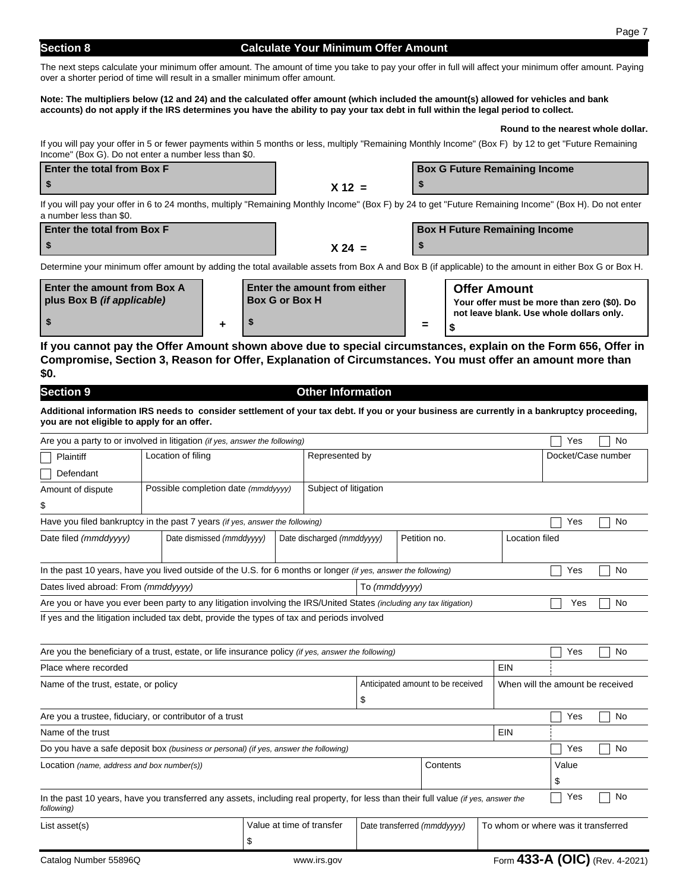## Section 8 — Calculate Your Minimum Offer Amount

The next steps calculate your minimum offer amount. The amount of time you take to pay your offer in full will affect your minimum offer amount. Paying over a shorter period of time will result in a smaller minimum offer amount.

**Note: The multipliers below (12 and 24) and the calculated offer amount (which included the amount(s) allowed for vehicles and bank accounts) do not apply if the IRS determines you have the ability to pay your tax debt in full within the legal period to collect.**

**Round to the nearest whole dollar.**

If you will pay your offer in 5 or fewer payments within 5 months or less, multiply "Remaining Monthly Income" (Box F) by 12 to get "Future Remaining Income" (Box G). Do not enter a number less than $0.

| Enter the total from Box F | | Box G Future Remaining Income |
|---|---|---|
| $ | X 12 = | $ |

If you will pay your offer in 6 to 24 months, multiply "Remaining Monthly Income" (Box F) by 24 to get "Future Remaining Income" (Box H). Do not enter a number less than $0.

| Enter the total from Box F | | Box H Future Remaining Income |
|---|---|---|
| $ | X 24 = | $ |

Determine your minimum offer amount by adding the total available assets from Box A and Box B (if applicable) to the amount in either Box G or Box H.

| Enter the amount from Box A plus Box B *(if applicable)* | | Enter the amount from either Box G or Box H | | **Offer Amount** Your offer must be more than zero ($0). Do not leave blank. Use whole dollars only. |
|---|---|---|---|---|
| $ | + | $ | = | $ |

**If you cannot pay the Offer Amount shown above due to special circumstances, explain on the Form 656, Offer in Compromise, Section 3, Reason for Offer, Explanation of Circumstances. You must offer an amount more than $0.**

## Section 9 — Other Information

**Additional information IRS needs to consider settlement of your tax debt. If you or your business are currently in a bankruptcy proceeding, you are not eligible to apply for an offer.**

Are you a party to or involved in litigation *(if yes, answer the following)* ☐ Yes ☐ No

| ☐ Plaintiff ☐ Defendant | Location of filing | Represented by | Docket/Case number |
|---|---|---|---|
| Amount of dispute $ | Possible completion date *(mmddyyyy)* | Subject of litigation | |

Have you filed bankruptcy in the past 7 years *(if yes, answer the following)* ☐ Yes ☐ No

| Date filed *(mmddyyyy)* | Date dismissed *(mmddyyyy)* | Date discharged *(mmddyyyy)* | Petition no. | Location filed |
|---|---|---|---|---|
| | | | | |

In the past 10 years, have you lived outside of the U.S. for 6 months or longer *(if yes, answer the following)* ☐ Yes ☐ No

Dates lived abroad: From *(mmddyyyy)* &nbsp;&nbsp;&nbsp; To *(mmddyyyy)*

Are you or have you ever been party to any litigation involving the IRS/United States *(including any tax litigation)* ☐ Yes ☐ No

If yes and the litigation included tax debt, provide the types of tax and periods involved

Are you the beneficiary of a trust, estate, or life insurance policy *(if yes, answer the following)* ☐ Yes ☐ No

| Place where recorded | | EIN |
|---|---|---|
| Name of the trust, estate, or policy | Anticipated amount to be received $ | When will the amount be received |

Are you a trustee, fiduciary, or contributor of a trust ☐ Yes ☐ No

| Name of the trust | EIN |
|---|---|
| | |

Do you have a safe deposit box *(business or personal) (if yes, answer the following)* ☐ Yes ☐ No

| Location *(name, address and box number(s))* | Contents | Value |
|---|---|---|
| | | $ |

In the past 10 years, have you transferred any assets, including real property, for less than their full value *(if yes, answer the following)* ☐ Yes ☐ No

| List asset(s) | Value at time of transfer | Date transferred *(mmddyyyy)* | To whom or where was it transferred |
|---|---|---|---|
| | $ | | |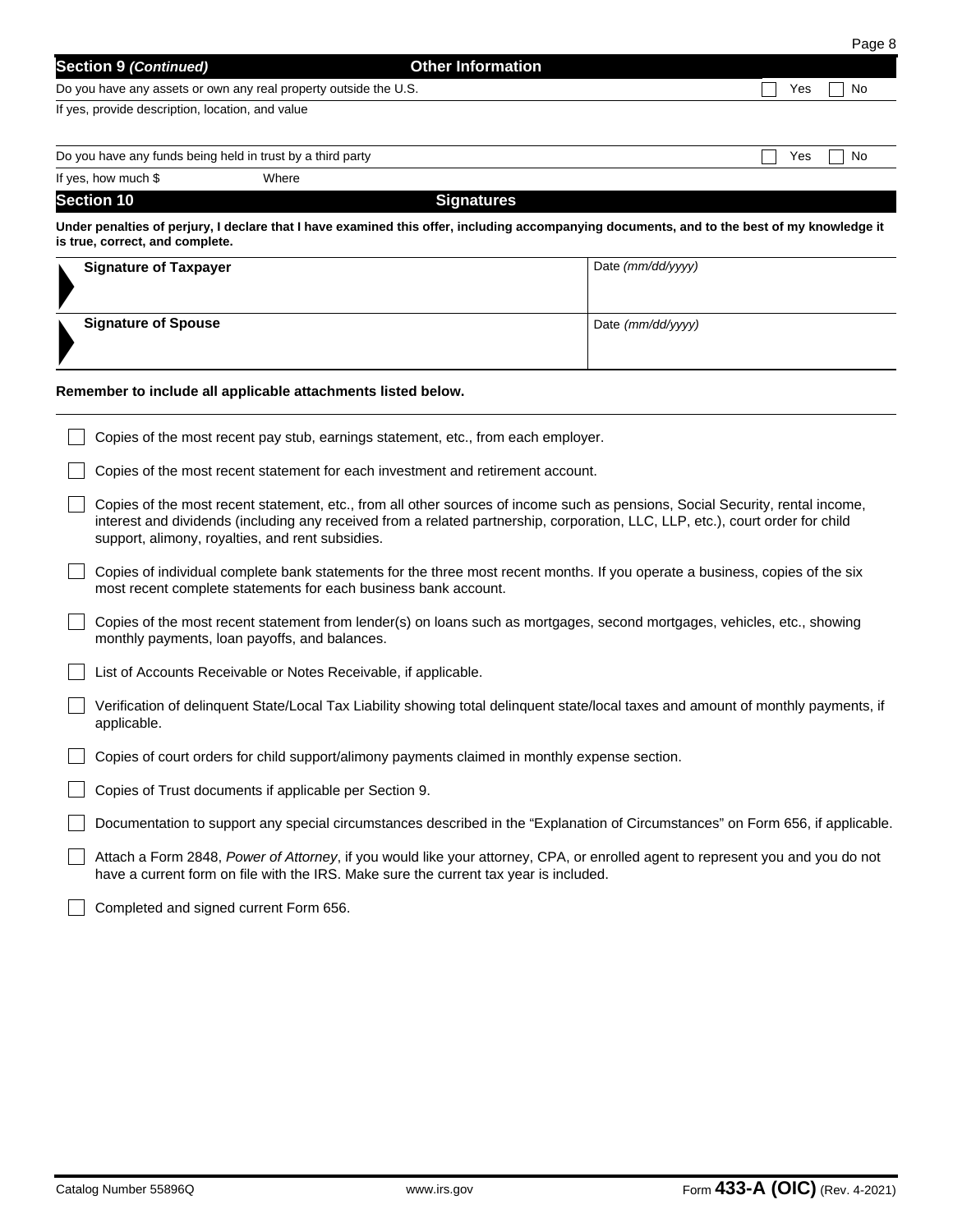## Section 9 *(Continued)* Other Information

Do you have any assets or own any real property outside the U.S. ☐ Yes ☐ No

If yes, provide description, location, and value

Do you have any funds being held in trust by a third party ☐ Yes ☐ No

If yes, how much $ Where

## Section 10 Signatures

**Under penalties of perjury, I declare that I have examined this offer, including accompanying documents, and to the best of my knowledge it is true, correct, and complete.**

| | |
|---|---|
| **Signature of Taxpayer** | Date *(mm/dd/yyyy)* |
| **Signature of Spouse** | Date *(mm/dd/yyyy)* |

**Remember to include all applicable attachments listed below.**

- ☐ Copies of the most recent pay stub, earnings statement, etc., from each employer.
- ☐ Copies of the most recent statement for each investment and retirement account.
- ☐ Copies of the most recent statement, etc., from all other sources of income such as pensions, Social Security, rental income, interest and dividends (including any received from a related partnership, corporation, LLC, LLP, etc.), court order for child support, alimony, royalties, and rent subsidies.
- ☐ Copies of individual complete bank statements for the three most recent months. If you operate a business, copies of the six most recent complete statements for each business bank account.
- ☐ Copies of the most recent statement from lender(s) on loans such as mortgages, second mortgages, vehicles, etc., showing monthly payments, loan payoffs, and balances.
- ☐ List of Accounts Receivable or Notes Receivable, if applicable.
- ☐ Verification of delinquent State/Local Tax Liability showing total delinquent state/local taxes and amount of monthly payments, if applicable.
- ☐ Copies of court orders for child support/alimony payments claimed in monthly expense section.
- ☐ Copies of Trust documents if applicable per Section 9.
- ☐ Documentation to support any special circumstances described in the "Explanation of Circumstances" on Form 656, if applicable.
- ☐ Attach a Form 2848, *Power of Attorney*, if you would like your attorney, CPA, or enrolled agent to represent you and you do not have a current form on file with the IRS. Make sure the current tax year is included.
- ☐ Completed and signed current Form 656.